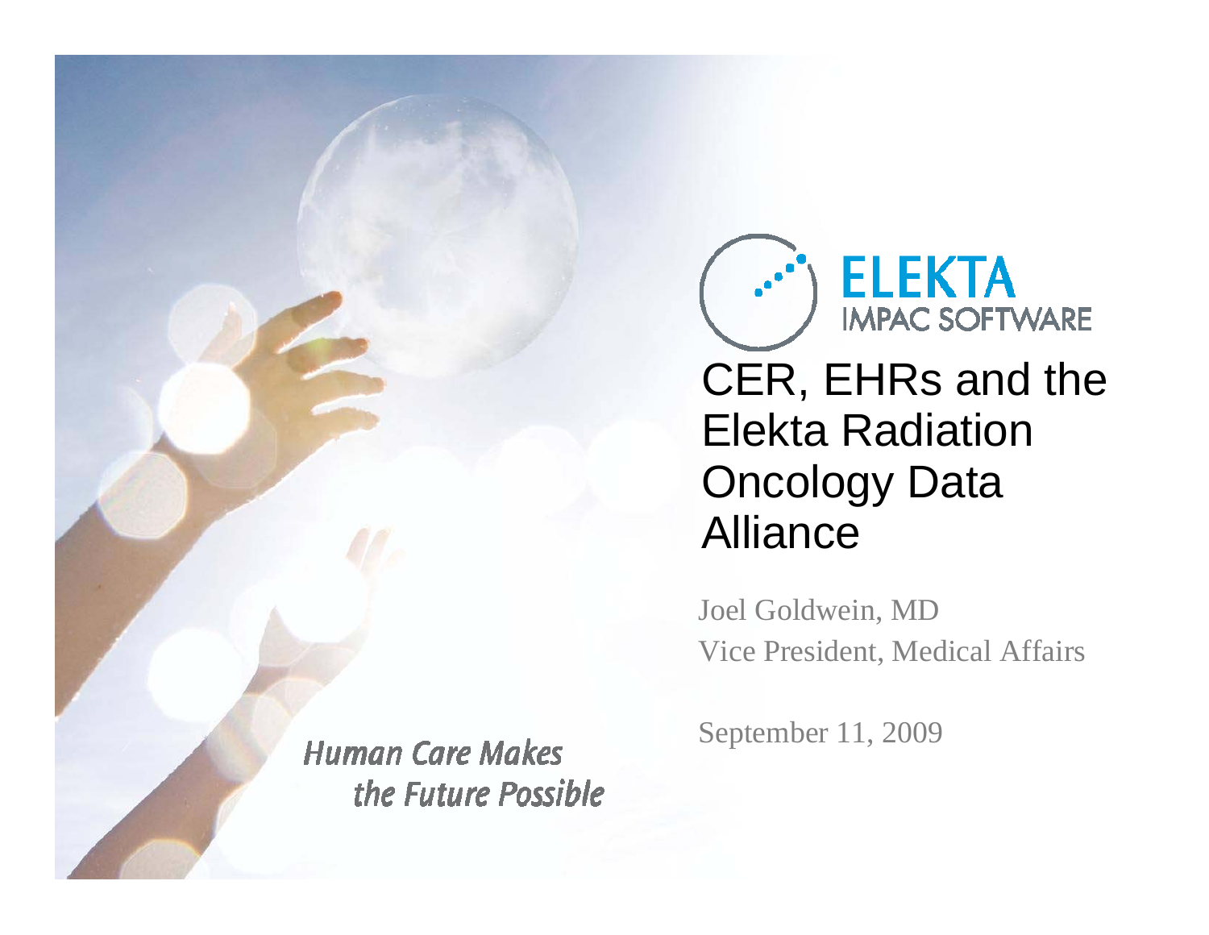ELEKTA
IMPAC SOFTWARE

# CER, EHRs and the Elekta Radiation Oncology Data Alliance

Joel Goldwein, MD
Vice President, Medical Affairs

September 11, 2009

*Human Care Makes the Future Possible*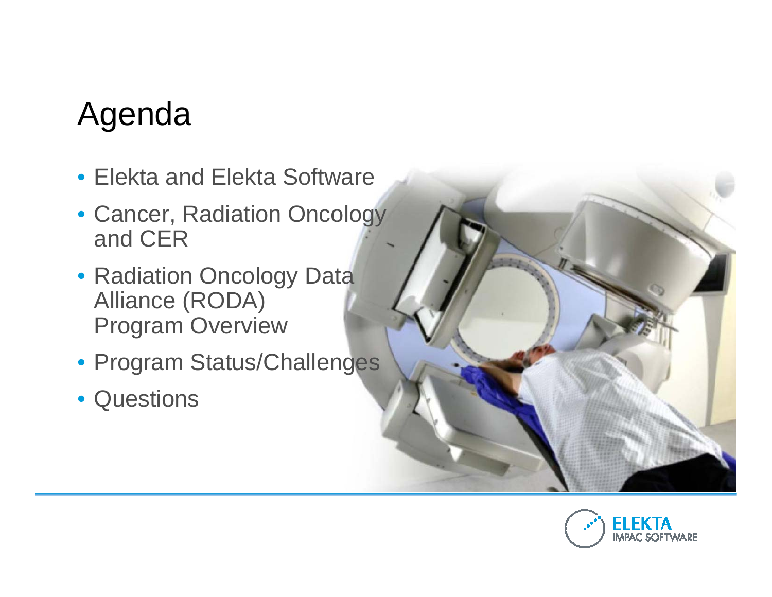# Agenda

- Elekta and Elekta Software
- Cancer, Radiation Oncology and CER
- Radiation Oncology Data Alliance (RODA) Program Overview
- Program Status/Challenges
- Questions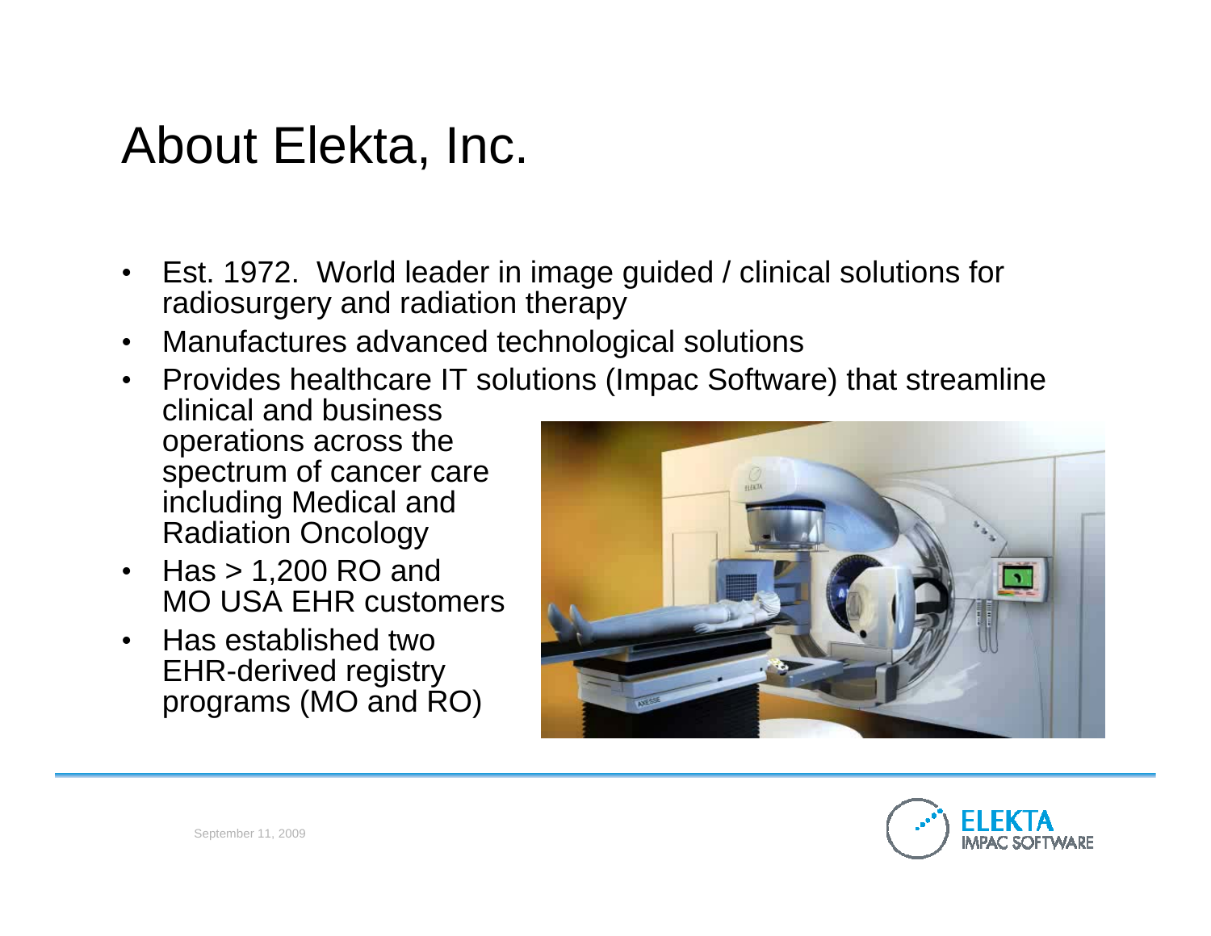# About Elekta, Inc.

- Est. 1972. World leader in image guided / clinical solutions for radiosurgery and radiation therapy
- Manufactures advanced technological solutions
- Provides healthcare IT solutions (Impac Software) that streamline clinical and business operations across the spectrum of cancer care including Medical and Radiation Oncology
- Has > 1,200 RO and MO USA EHR customers
- Has established two EHR-derived registry programs (MO and RO)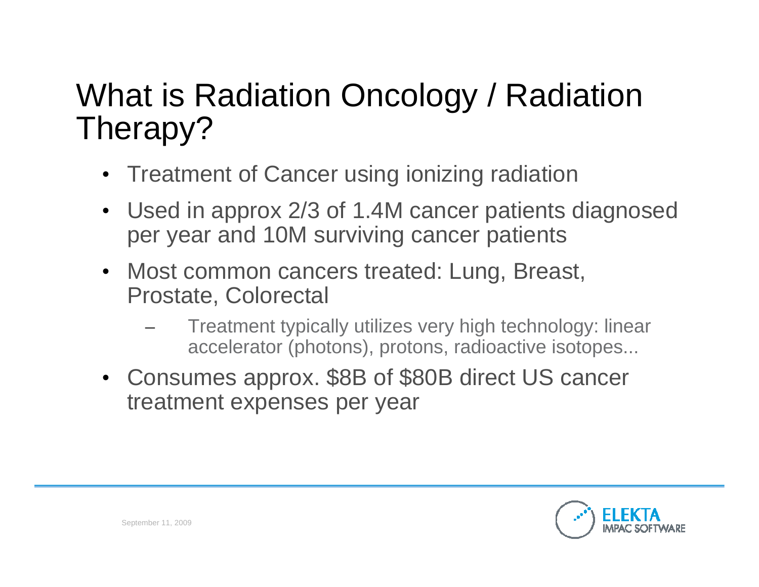# What is Radiation Oncology / Radiation Therapy?

- Treatment of Cancer using ionizing radiation
- Used in approx 2/3 of 1.4M cancer patients diagnosed per year and 10M surviving cancer patients
- Most common cancers treated: Lung, Breast, Prostate, Colorectal
  - Treatment typically utilizes very high technology: linear accelerator (photons), protons, radioactive isotopes...
- Consumes approx. $8B of $80B direct US cancer treatment expenses per year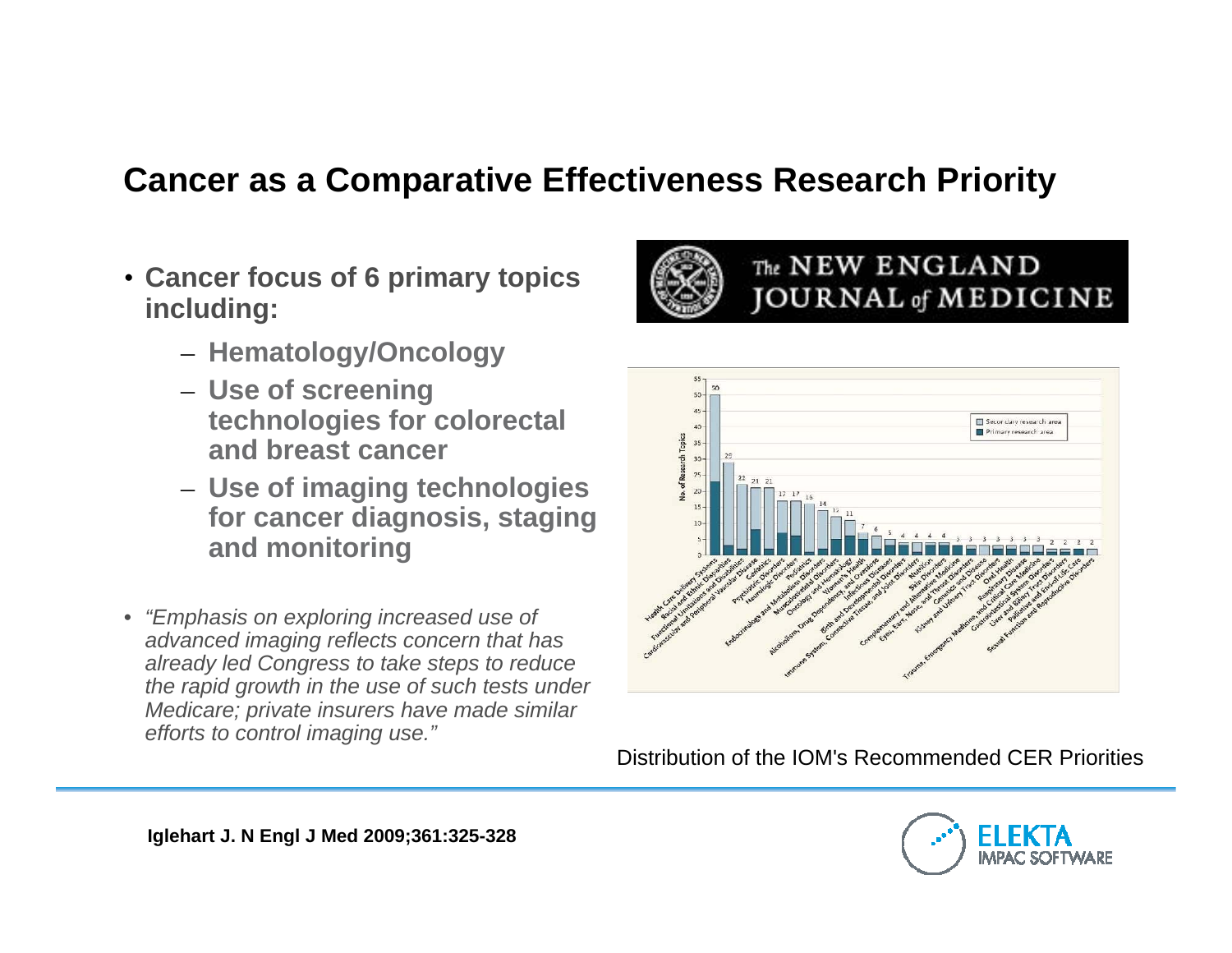# Cancer as a Comparative Effectiveness Research Priority

- **Cancer focus of 6 primary topics including:**
  - **Hematology/Oncology**
  - **Use of screening technologies for colorectal and breast cancer**
  - **Use of imaging technologies for cancer diagnosis, staging and monitoring**
- *"Emphasis on exploring increased use of advanced imaging reflects concern that has already led Congress to take steps to reduce the rapid growth in the use of such tests under Medicare; private insurers have made similar efforts to control imaging use."*

Distribution of the IOM's Recommended CER Priorities

**Iglehart J. N Engl J Med 2009;361:325-328**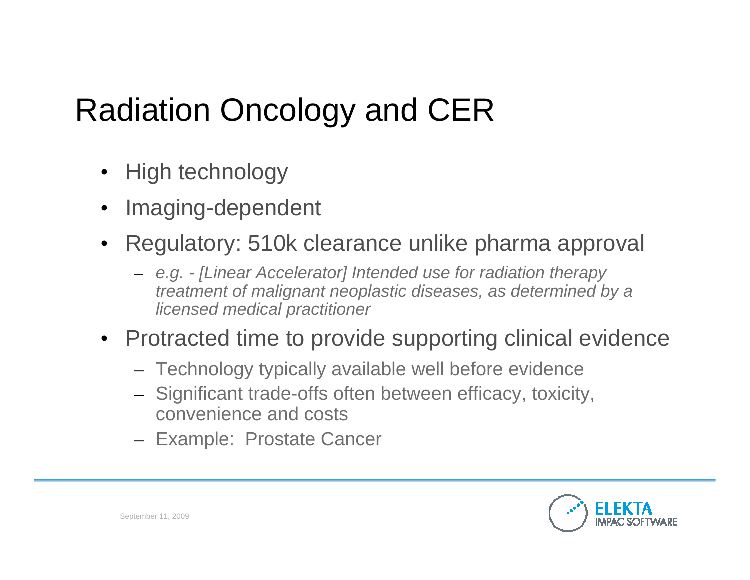# Radiation Oncology and CER

- High technology
- Imaging-dependent
- Regulatory: 510k clearance unlike pharma approval
  - *e.g. - [Linear Accelerator] Intended use for radiation therapy treatment of malignant neoplastic diseases, as determined by a licensed medical practitioner*
- Protracted time to provide supporting clinical evidence
  - Technology typically available well before evidence
  - Significant trade-offs often between efficacy, toxicity, convenience and costs
  - Example: Prostate Cancer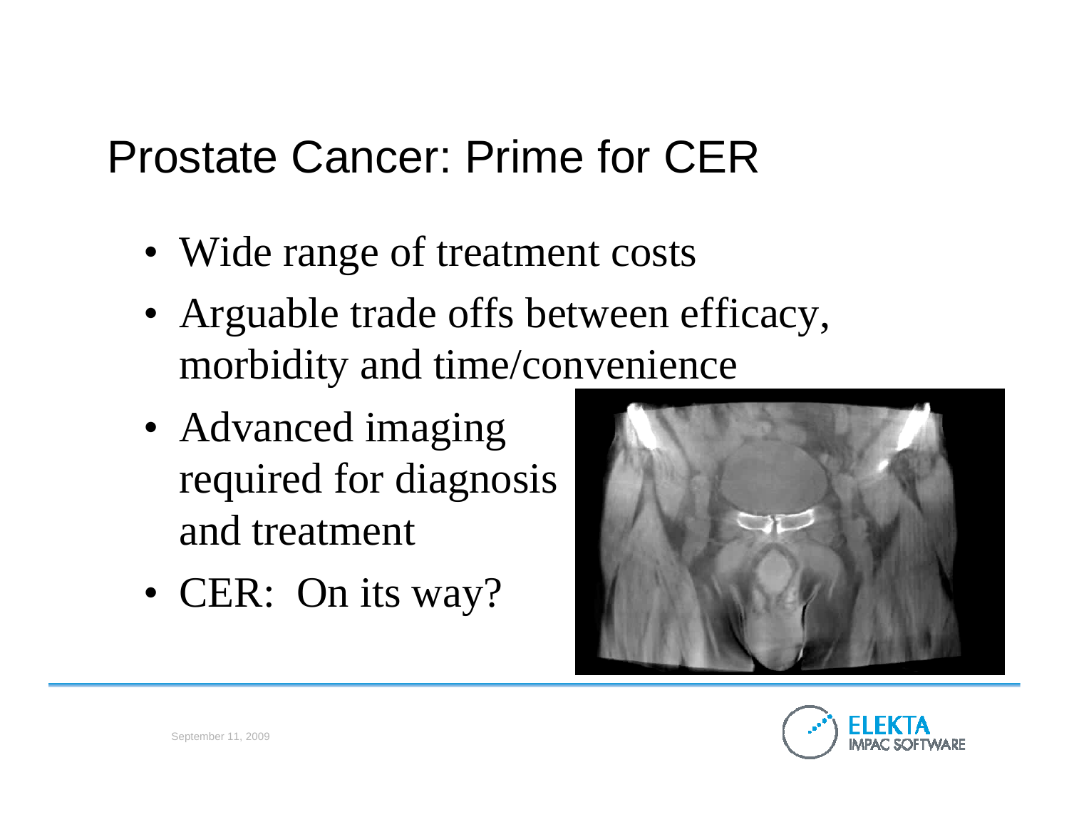# Prostate Cancer: Prime for CER

- Wide range of treatment costs
- Arguable trade offs between efficacy, morbidity and time/convenience
- Advanced imaging required for diagnosis and treatment
- CER: On its way?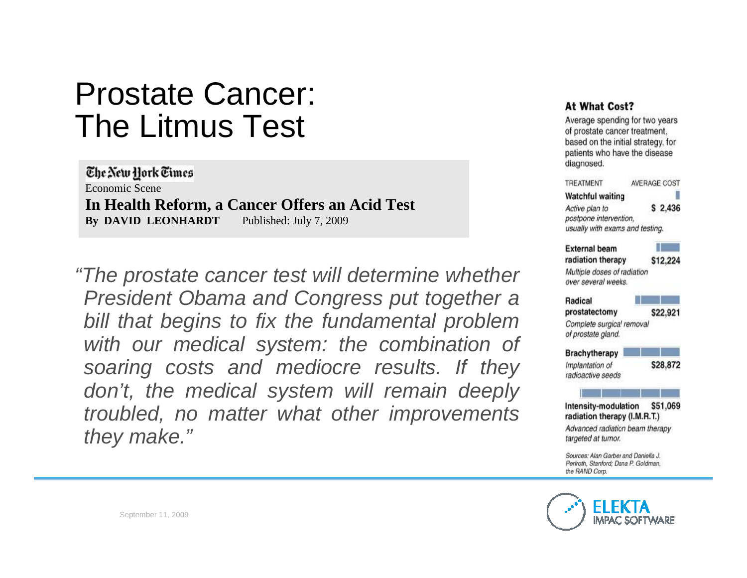# Prostate Cancer: The Litmus Test

The New York Times

Economic Scene

**In Health Reform, a Cancer Offers an Acid Test**

**By DAVID LEONHARDT** Published: July 7, 2009

*"The prostate cancer test will determine whether President Obama and Congress put together a bill that begins to fix the fundamental problem with our medical system: the combination of soaring costs and mediocre results. If they don't, the medical system will remain deeply troubled, no matter what other improvements they make."*

**At What Cost?**

Average spending for two years of prostate cancer treatment, based on the initial strategy, for patients who have the disease diagnosed.

| TREATMENT | AVERAGE COST |
| --- | --- |
| **Watchful waiting** *Active plan to postpone intervention, usually with exams and testing.* | $ 2,436 |
| **External beam radiation therapy** *Multiple doses of radiation over several weeks.* | $12,224 |
| **Radical prostatectomy** *Complete surgical removal of prostate gland.* | $22,921 |
| **Brachytherapy** *Implantation of radioactive seeds* | $28,872 |
| **Intensity-modulation radiation therapy (I.M.R.T.)** *Advanced radiation beam therapy targeted at tumor.* | $51,069 |

*Sources: Alan Garber and Daniella J. Perlroth, Stanford; Dana P. Goldman, the RAND Corp.*

September 11, 2009

ELEKTA IMPAC SOFTWARE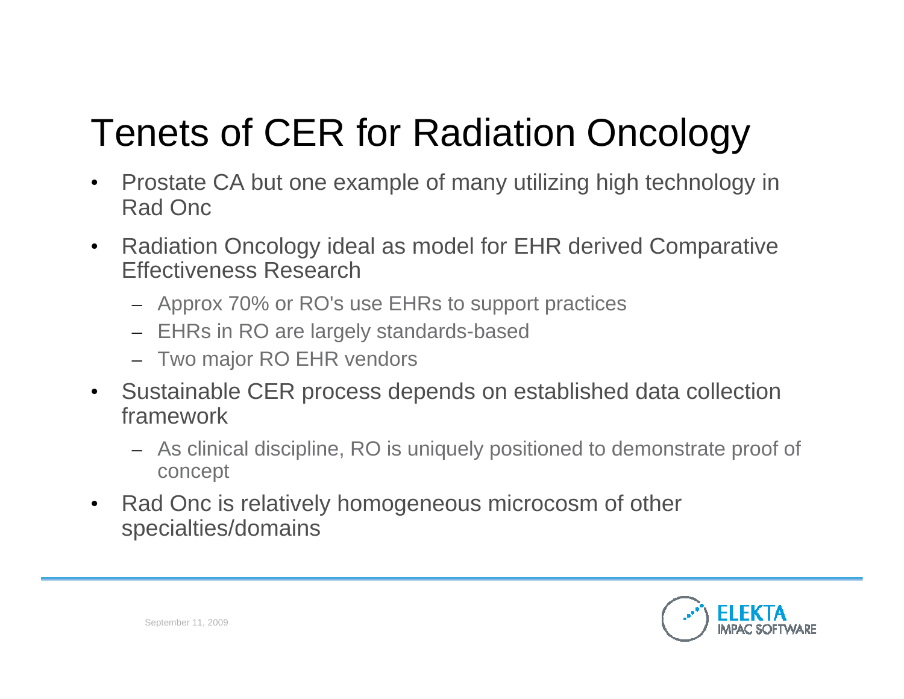# Tenets of CER for Radiation Oncology

- Prostate CA but one example of many utilizing high technology in Rad Onc
- Radiation Oncology ideal as model for EHR derived Comparative Effectiveness Research
  - Approx 70% or RO's use EHRs to support practices
  - EHRs in RO are largely standards-based
  - Two major RO EHR vendors
- Sustainable CER process depends on established data collection framework
  - As clinical discipline, RO is uniquely positioned to demonstrate proof of concept
- Rad Onc is relatively homogeneous microcosm of other specialties/domains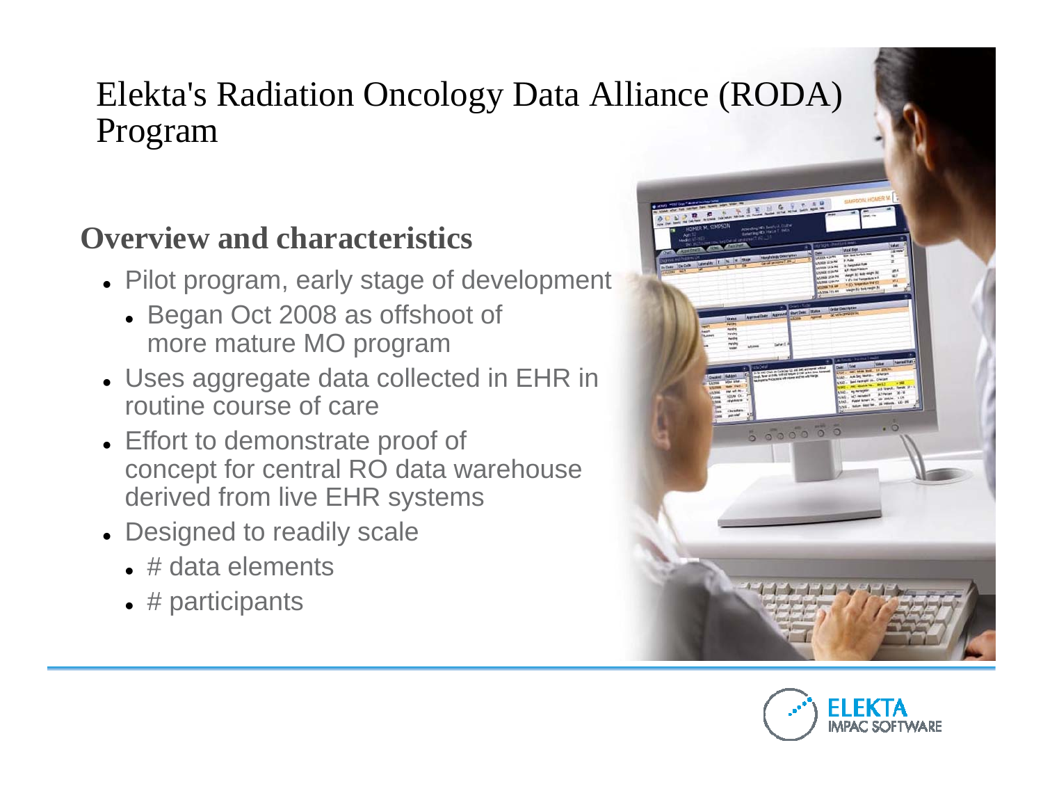# Elekta's Radiation Oncology Data Alliance (RODA) Program

## Overview and characteristics

- Pilot program, early stage of development
  - Began Oct 2008 as offshoot of more mature MO program
- Uses aggregate data collected in EHR in routine course of care
- Effort to demonstrate proof of concept for central RO data warehouse derived from live EHR systems
- Designed to readily scale
  - # data elements
  - # participants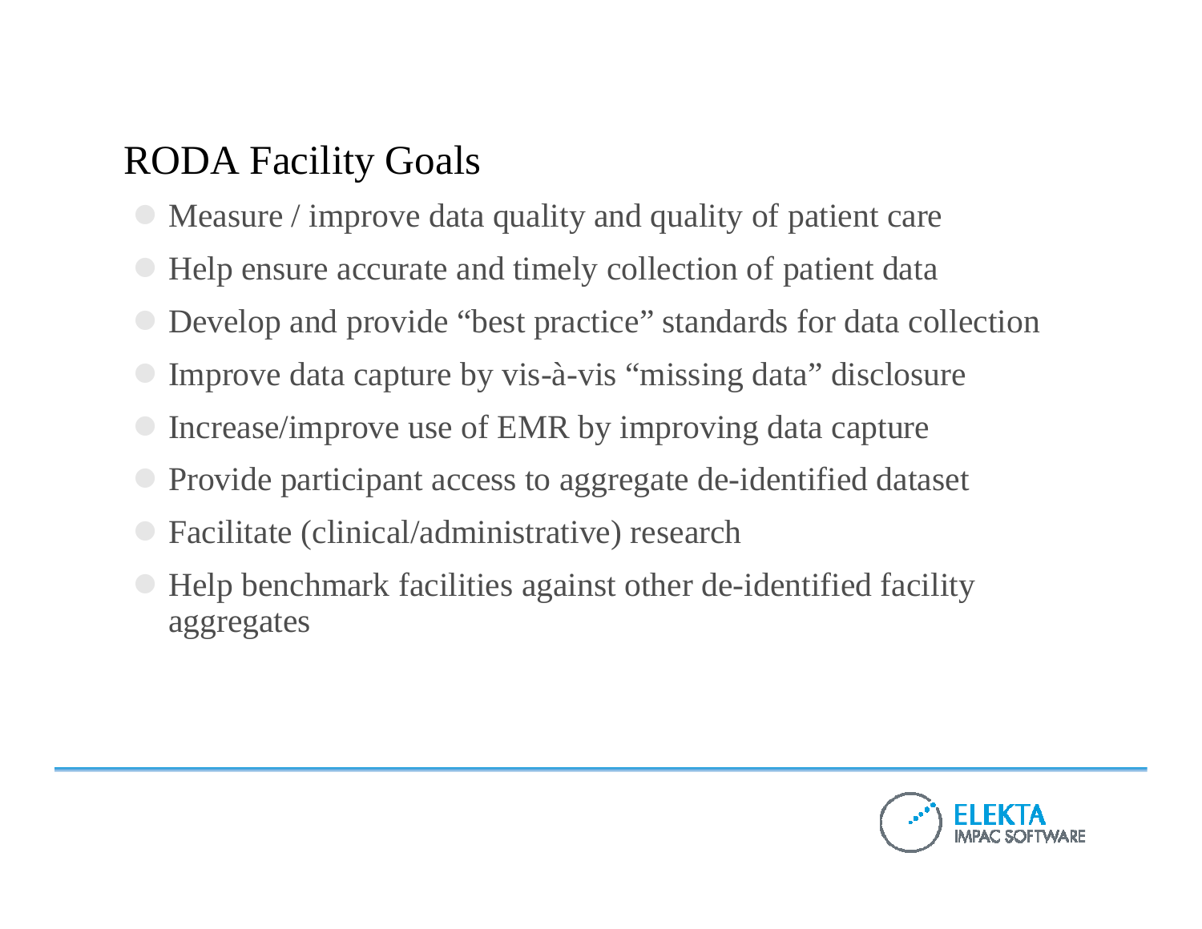# RODA Facility Goals

- Measure / improve data quality and quality of patient care
- Help ensure accurate and timely collection of patient data
- Develop and provide “best practice” standards for data collection
- Improve data capture by vis-à-vis “missing data” disclosure
- Increase/improve use of EMR by improving data capture
- Provide participant access to aggregate de-identified dataset
- Facilitate (clinical/administrative) research
- Help benchmark facilities against other de-identified facility aggregates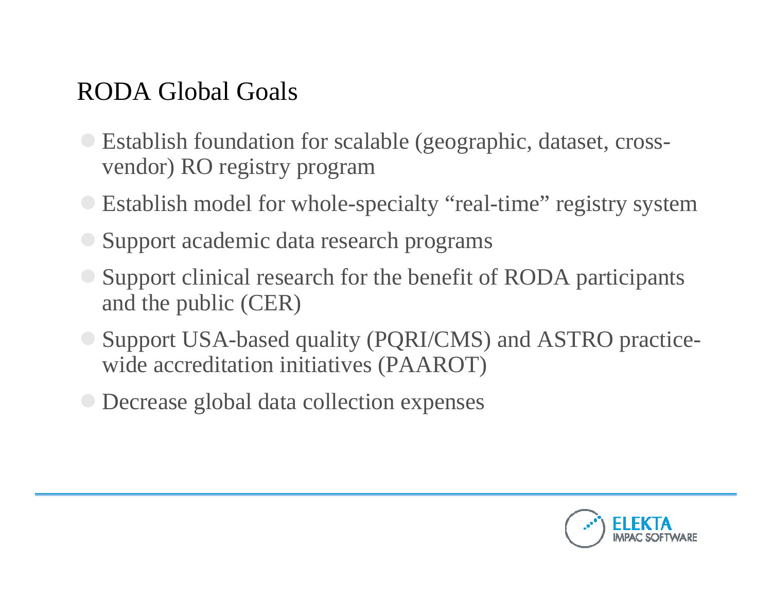# RODA Global Goals

- Establish foundation for scalable (geographic, dataset, cross-vendor) RO registry program
- Establish model for whole-specialty "real-time" registry system
- Support academic data research programs
- Support clinical research for the benefit of RODA participants and the public (CER)
- Support USA-based quality (PQRI/CMS) and ASTRO practice-wide accreditation initiatives (PAAROT)
- Decrease global data collection expenses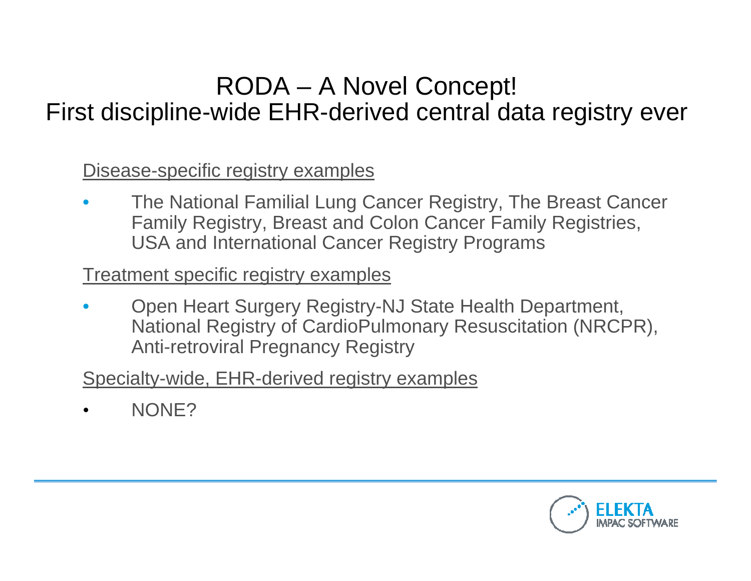# RODA – A Novel Concept!
## First discipline-wide EHR-derived central data registry ever

Disease-specific registry examples

- The National Familial Lung Cancer Registry, The Breast Cancer Family Registry, Breast and Colon Cancer Family Registries, USA and International Cancer Registry Programs

Treatment specific registry examples

- Open Heart Surgery Registry-NJ State Health Department, National Registry of CardioPulmonary Resuscitation (NRCPR), Anti-retroviral Pregnancy Registry

Specialty-wide, EHR-derived registry examples

- NONE?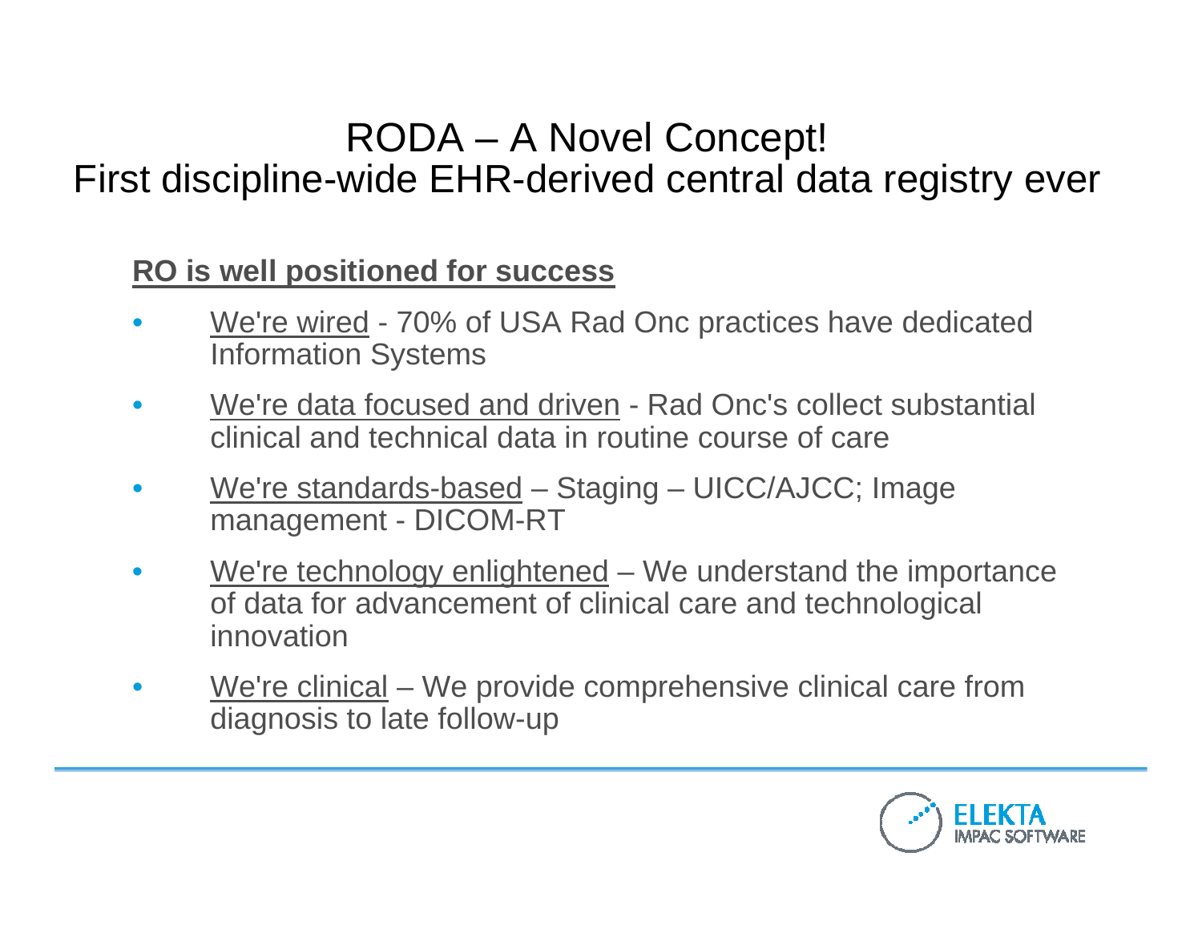# RODA – A Novel Concept!
## First discipline-wide EHR-derived central data registry ever

**RO is well positioned for success**

- We're wired - 70% of USA Rad Onc practices have dedicated Information Systems
- We're data focused and driven - Rad Onc's collect substantial clinical and technical data in routine course of care
- We're standards-based – Staging – UICC/AJCC; Image management - DICOM-RT
- We're technology enlightened – We understand the importance of data for advancement of clinical care and technological innovation
- We're clinical – We provide comprehensive clinical care from diagnosis to late follow-up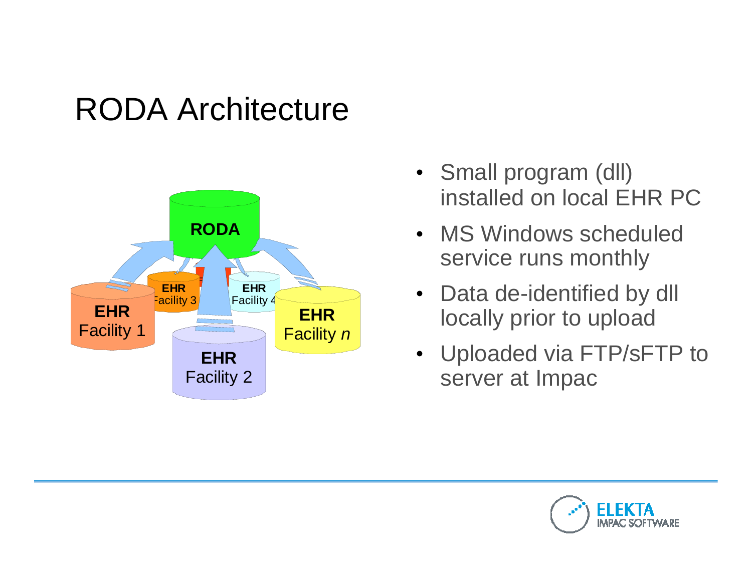# RODA Architecture

- Small program (dll) installed on local EHR PC
- MS Windows scheduled service runs monthly
- Data de-identified by dll locally prior to upload
- Uploaded via FTP/sFTP to server at Impac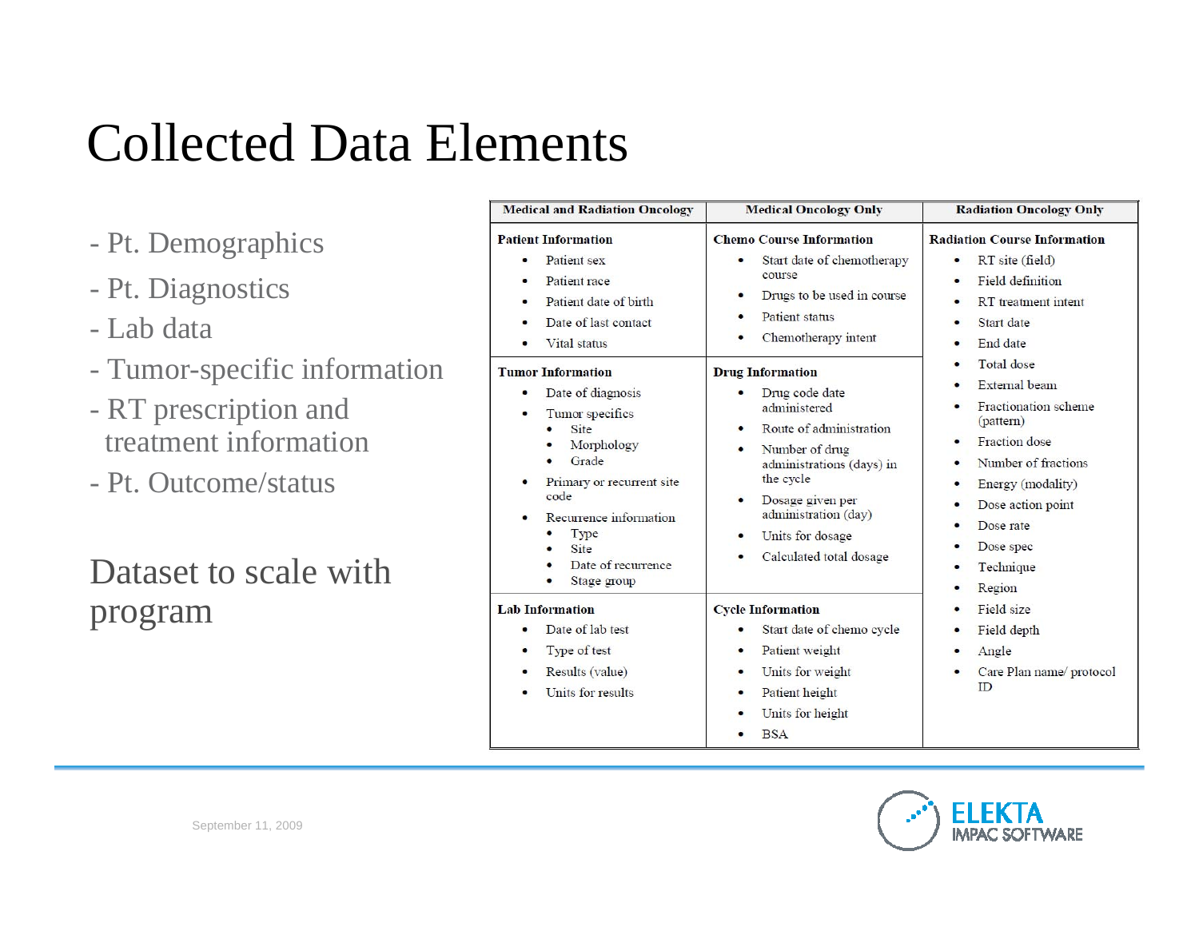# Collected Data Elements

- Pt. Demographics
- Pt. Diagnostics
- Lab data
- Tumor-specific information
- RT prescription and treatment information
- Pt. Outcome/status

Dataset to scale with program

| Medical and Radiation Oncology | Medical Oncology Only | Radiation Oncology Only |
|---|---|---|
| **Patient Information**<br>• Patient sex<br>• Patient race<br>• Patient date of birth<br>• Date of last contact<br>• Vital status | **Chemo Course Information**<br>• Start date of chemotherapy course<br>• Drugs to be used in course<br>• Patient status<br>• Chemotherapy intent | **Radiation Course Information**<br>• RT site (field)<br>• Field definition<br>• RT treatment intent<br>• Start date<br>• End date<br>• Total dose<br>• External beam<br>• Fractionation scheme (pattern)<br>• Fraction dose<br>• Number of fractions<br>• Energy (modality)<br>• Dose action point<br>• Dose rate<br>• Dose spec<br>• Technique<br>• Region<br>• Field size<br>• Field depth<br>• Angle<br>• Care Plan name/ protocol ID |
| **Tumor Information**<br>• Date of diagnosis<br>• Tumor specifics<br>  • Site<br>  • Morphology<br>  • Grade<br>• Primary or recurrent site code<br>• Recurrence information<br>  • Type<br>  • Site<br>  • Date of recurrence<br>  • Stage group | **Drug Information**<br>• Drug code date administered<br>• Route of administration<br>• Number of drug administrations (days) in the cycle<br>• Dosage given per administration (day)<br>• Units for dosage<br>• Calculated total dosage | |
| **Lab Information**<br>• Date of lab test<br>• Type of test<br>• Results (value)<br>• Units for results | **Cycle Information**<br>• Start date of chemo cycle<br>• Patient weight<br>• Units for weight<br>• Patient height<br>• Units for height<br>• BSA | |

September 11, 2009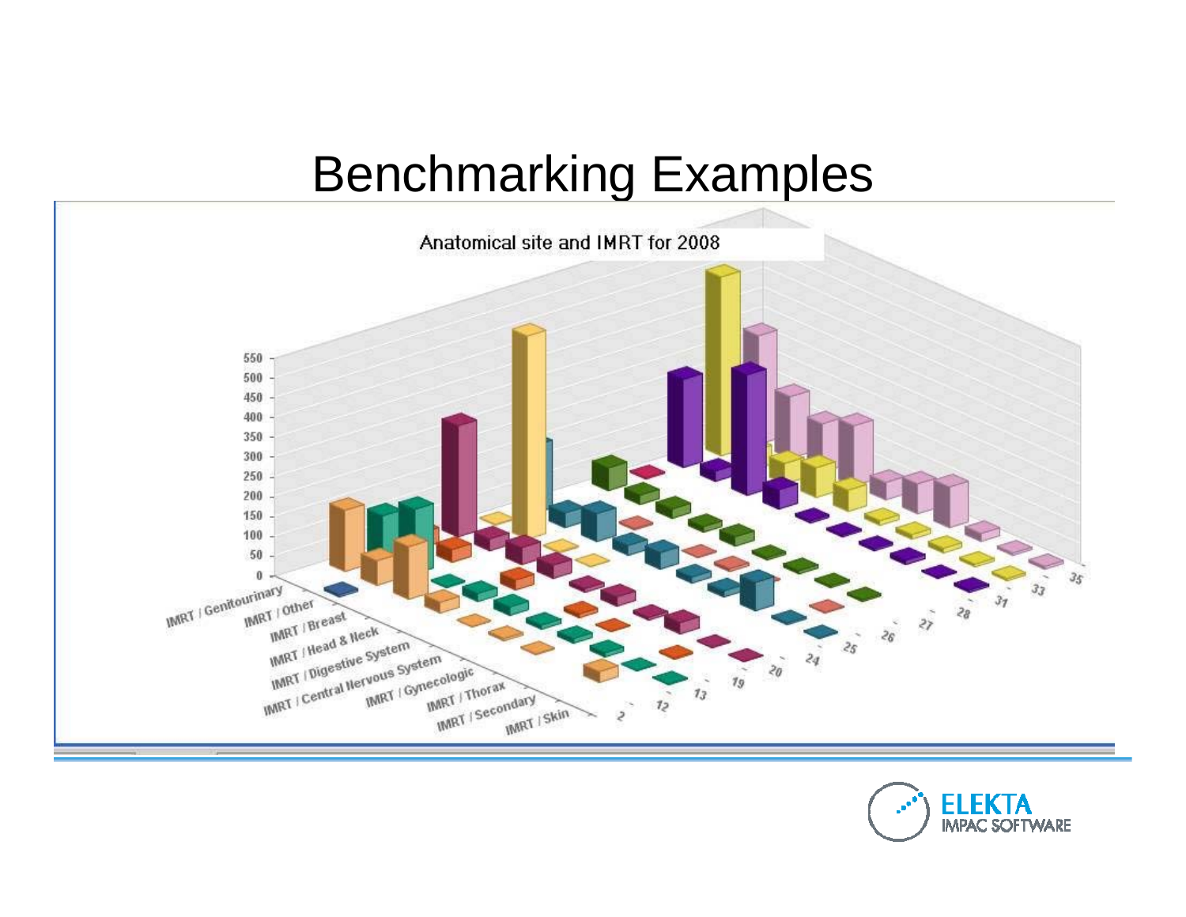# Benchmarking Examples

Anatomical site and IMRT for 2008

550
500
450
400
350
300
250
200
150
100
50
0

IMRT / Genitourinary
IMRT / Other
IMRT / Breast
IMRT / Head & Neck
IMRT / Digestive System
IMRT / Central Nervous System
IMRT / Gynecologic
IMRT / Thorax
IMRT / Secondary
IMRT / Skin

2
12
13
19
20
24
25
26
27
28
31
33
35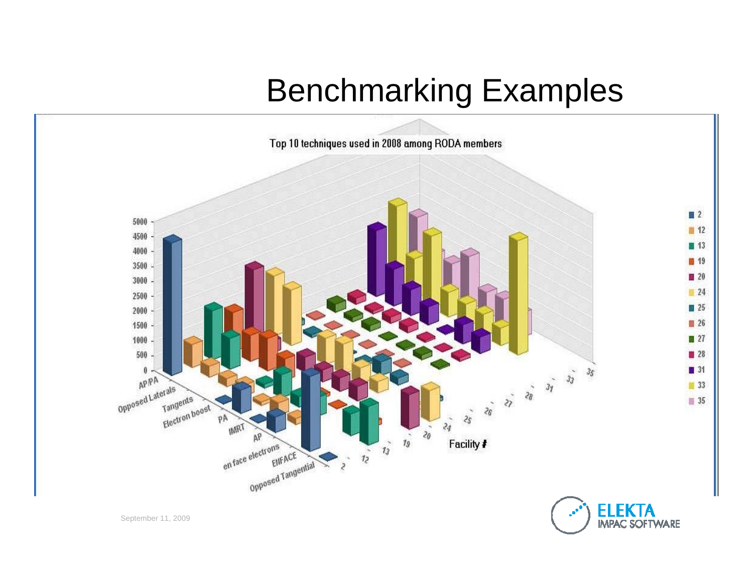# Benchmarking Examples

Top 10 techniques used in 2008 among RODA members

5000
4500
4000
3500
3000
2500
2000
1500
1000
500
0

AP/PA
Opposed Laterals
Tangents
Electron boost
PA
IMRT
AP
en face electrons
EN/FACE
Opposed Tangential

2
12
13
19
20
24
25
26
27
28
31
33
35

Facility #

Legend: 2, 12, 13, 19, 20, 24, 25, 26, 27, 28, 31, 33, 35

September 11, 2009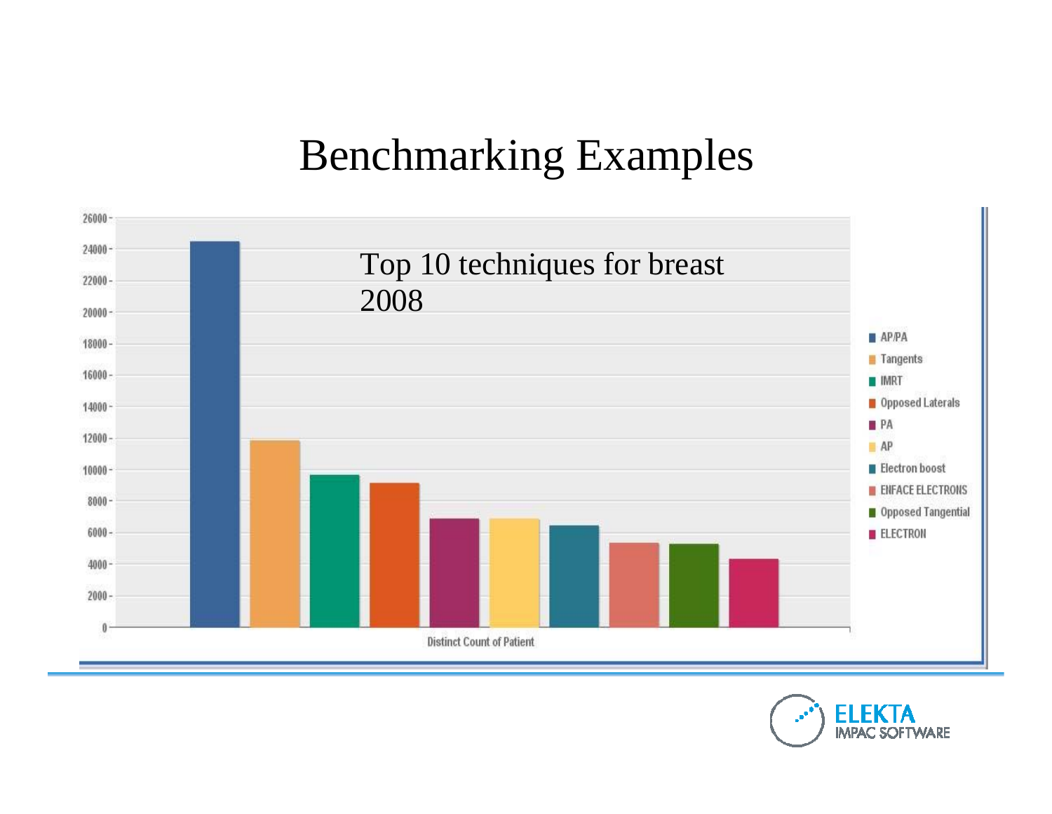# Benchmarking Examples

Top 10 techniques for breast 2008

| Technique | Distinct Count of Patient (approx.) |
|---|---|
| AP/PA | 24500 |
| Tangents | 11900 |
| IMRT | 9700 |
| Opposed Laterals | 9200 |
| PA | 6900 |
| AP | 6900 |
| Electron boost | 6500 |
| ENFACE ELECTRONS | 5400 |
| Opposed Tangential | 5300 |
| ELECTRON | 4400 |

Distinct Count of Patient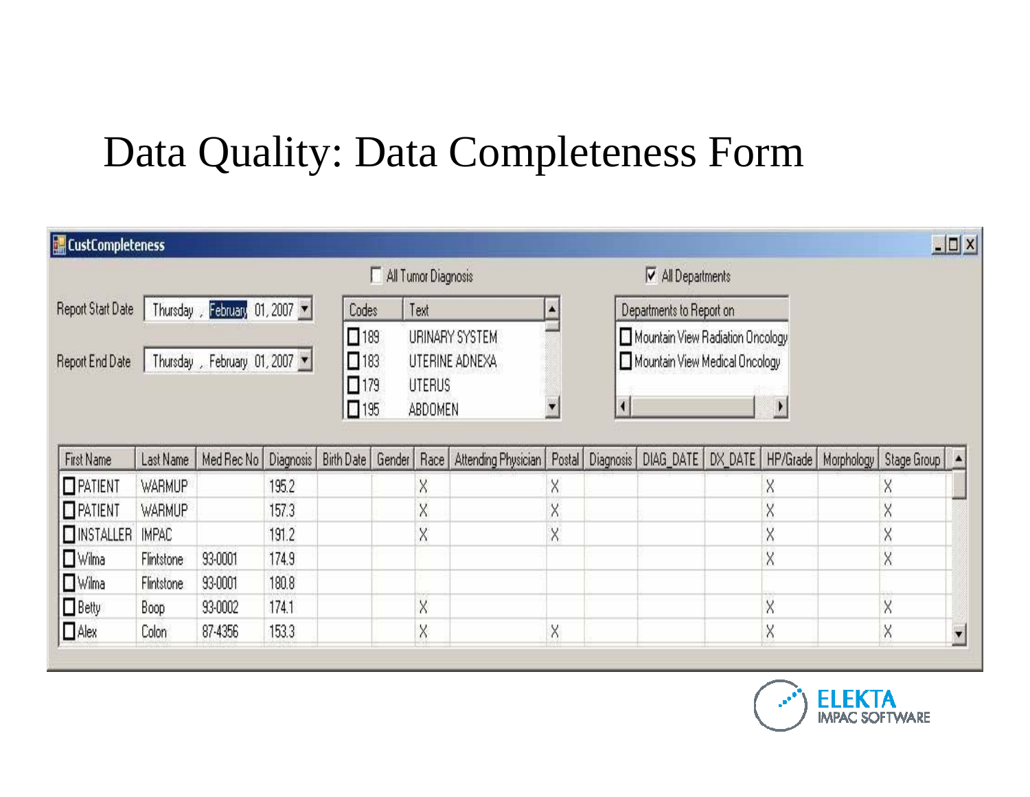# Data Quality: Data Completeness Form

CustCompleteness

☐ All Tumor Diagnosis

☑ All Departments

Report Start Date: Thursday , February 01, 2007

Report End Date: Thursday , February 01, 2007

| Codes | Text |
|---|---|
| ☐ 189 | URINARY SYSTEM |
| ☐ 183 | UTERINE ADNEXA |
| ☐ 179 | UTERUS |
| ☐ 195 | ABDOMEN |

| Departments to Report on |
|---|
| ☐ Mountain View Radiation Oncology |
| ☐ Mountain View Medical Oncology |

| First Name | Last Name | Med Rec No | Diagnosis | Birth Date | Gender | Race | Attending Physician | Postal | Diagnosis | DIAG_DATE | DX_DATE | HP/Grade | Morphology | Stage Group |
|---|---|---|---|---|---|---|---|---|---|---|---|---|---|---|
| ☐ PATIENT | WARMUP | | 195.2 | | | X | | X | | | | X | | X |
| ☐ PATIENT | WARMUP | | 157.3 | | | X | | X | | | | X | | X |
| ☐ INSTALLER | IMPAC | | 191.2 | | | X | | X | | | | X | | X |
| ☐ Wilma | Flintstone | 93-0001 | 174.9 | | | | | | | | | X | | X |
| ☐ Wilma | Flintstone | 93-0001 | 180.8 | | | | | | | | | | | |
| ☐ Betty | Boop | 93-0002 | 174.1 | | | X | | | | | | X | | X |
| ☐ Alex | Colon | 87-4356 | 153.3 | | | X | | X | | | | X | | X |

ELEKTA IMPAC SOFTWARE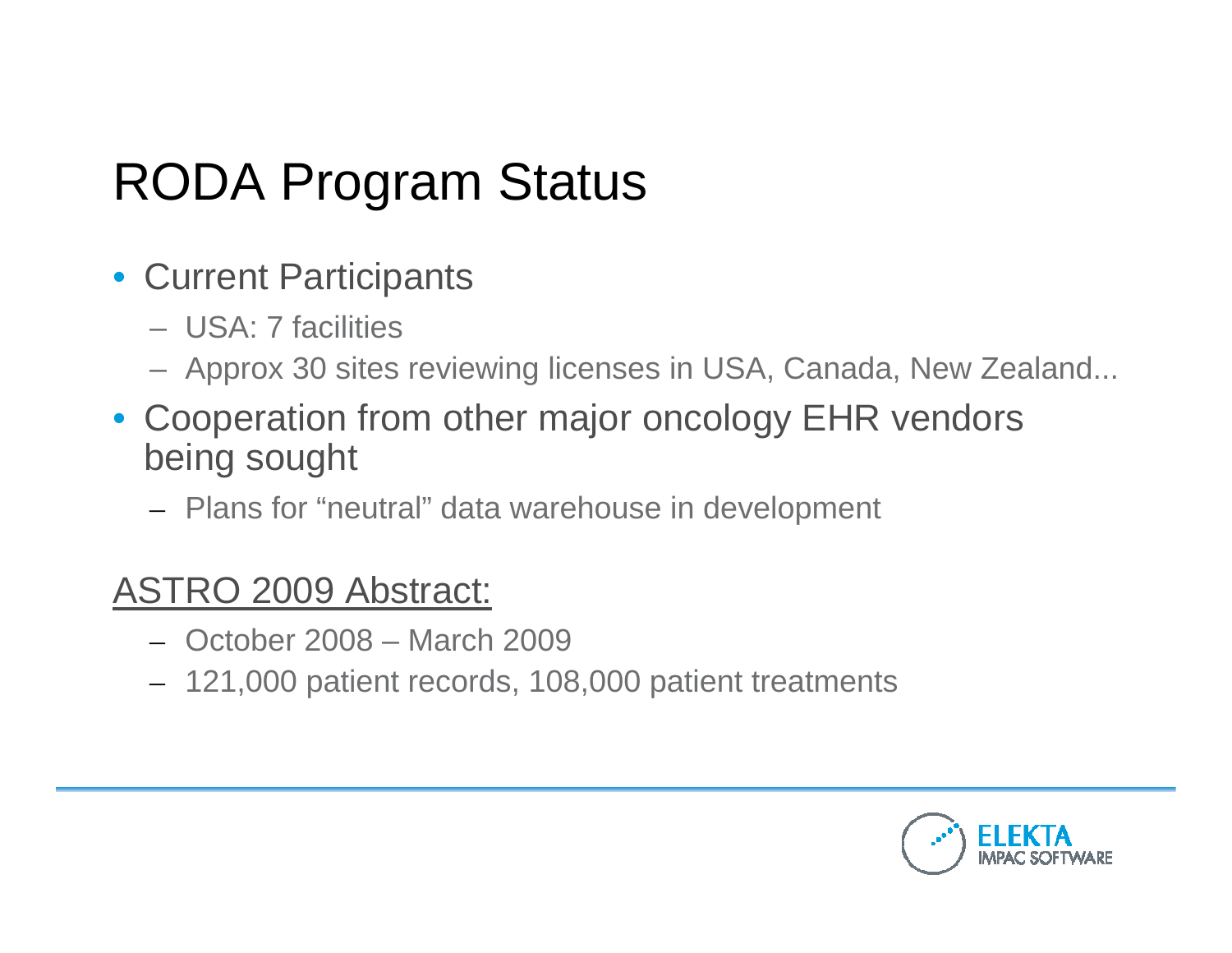# RODA Program Status

- Current Participants
  - USA: 7 facilities
  - Approx 30 sites reviewing licenses in USA, Canada, New Zealand...
- Cooperation from other major oncology EHR vendors being sought
  - Plans for “neutral” data warehouse in development

ASTRO 2009 Abstract:

- October 2008 – March 2009
- 121,000 patient records, 108,000 patient treatments

ELEKTA IMPAC SOFTWARE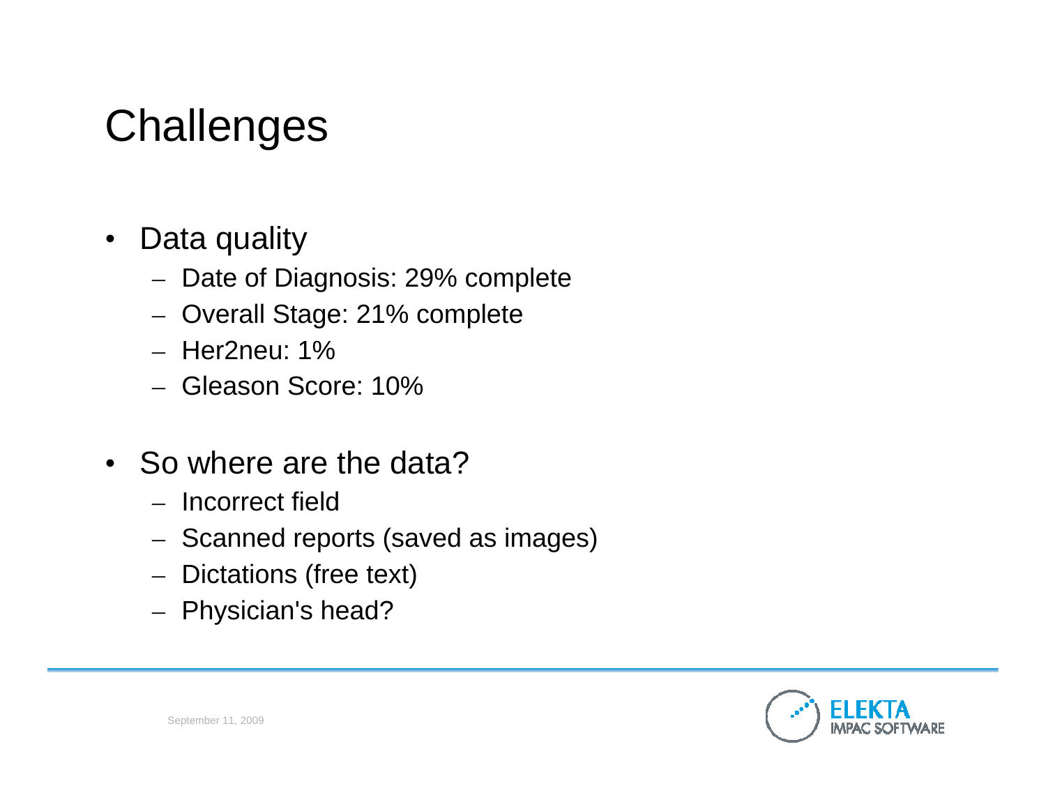# Challenges

- Data quality
  - Date of Diagnosis: 29% complete
  - Overall Stage: 21% complete
  - Her2neu: 1%
  - Gleason Score: 10%

- So where are the data?
  - Incorrect field
  - Scanned reports (saved as images)
  - Dictations (free text)
  - Physician's head?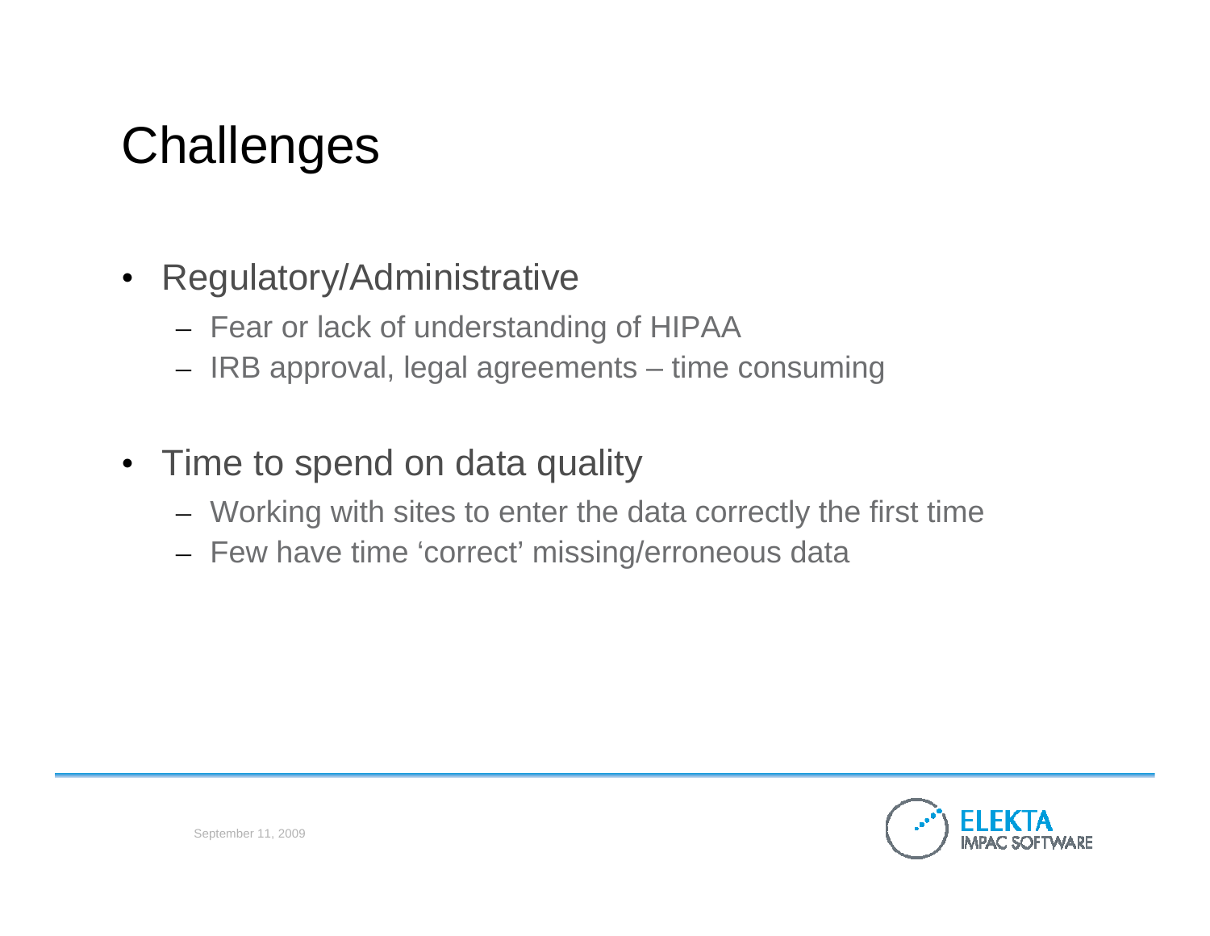# Challenges

- Regulatory/Administrative
  - Fear or lack of understanding of HIPAA
  - IRB approval, legal agreements – time consuming
- Time to spend on data quality
  - Working with sites to enter the data correctly the first time
  - Few have time ‘correct’ missing/erroneous data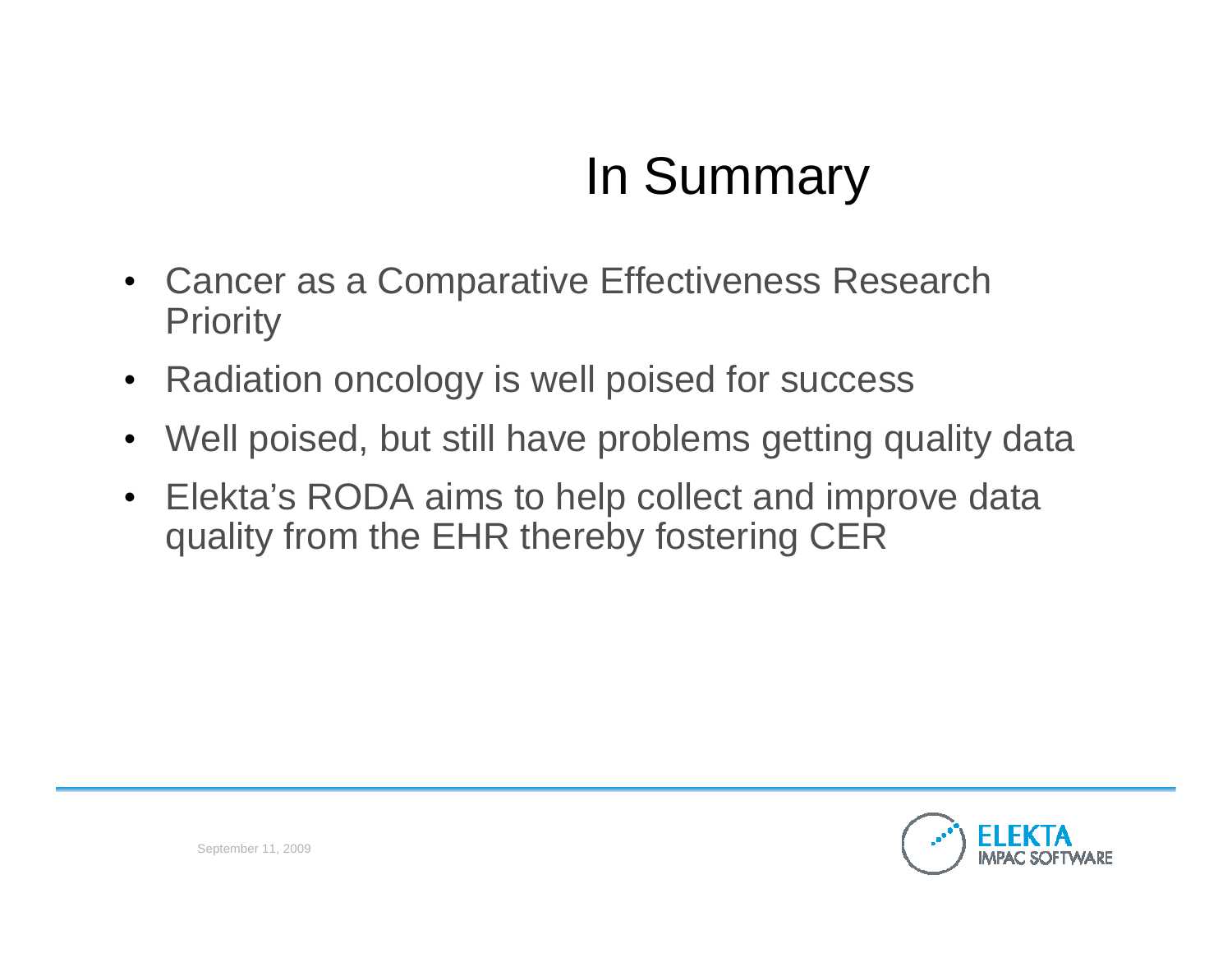# In Summary

- Cancer as a Comparative Effectiveness Research Priority
- Radiation oncology is well poised for success
- Well poised, but still have problems getting quality data
- Elekta's RODA aims to help collect and improve data quality from the EHR thereby fostering CER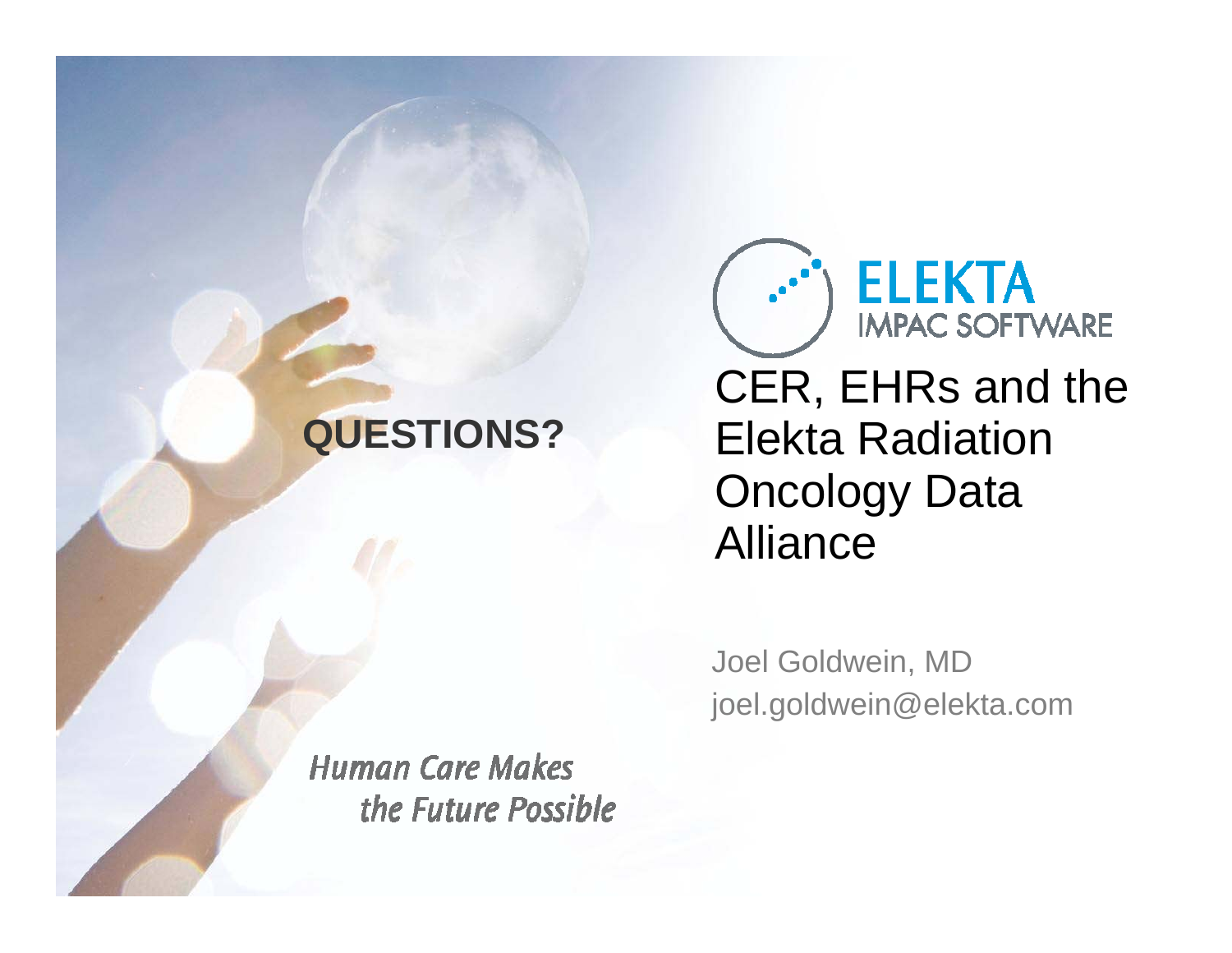**QUESTIONS?**

ELEKTA
IMPAC SOFTWARE

# CER, EHRs and the Elekta Radiation Oncology Data Alliance

Joel Goldwein, MD
joel.goldwein@elekta.com

*Human Care Makes the Future Possible*